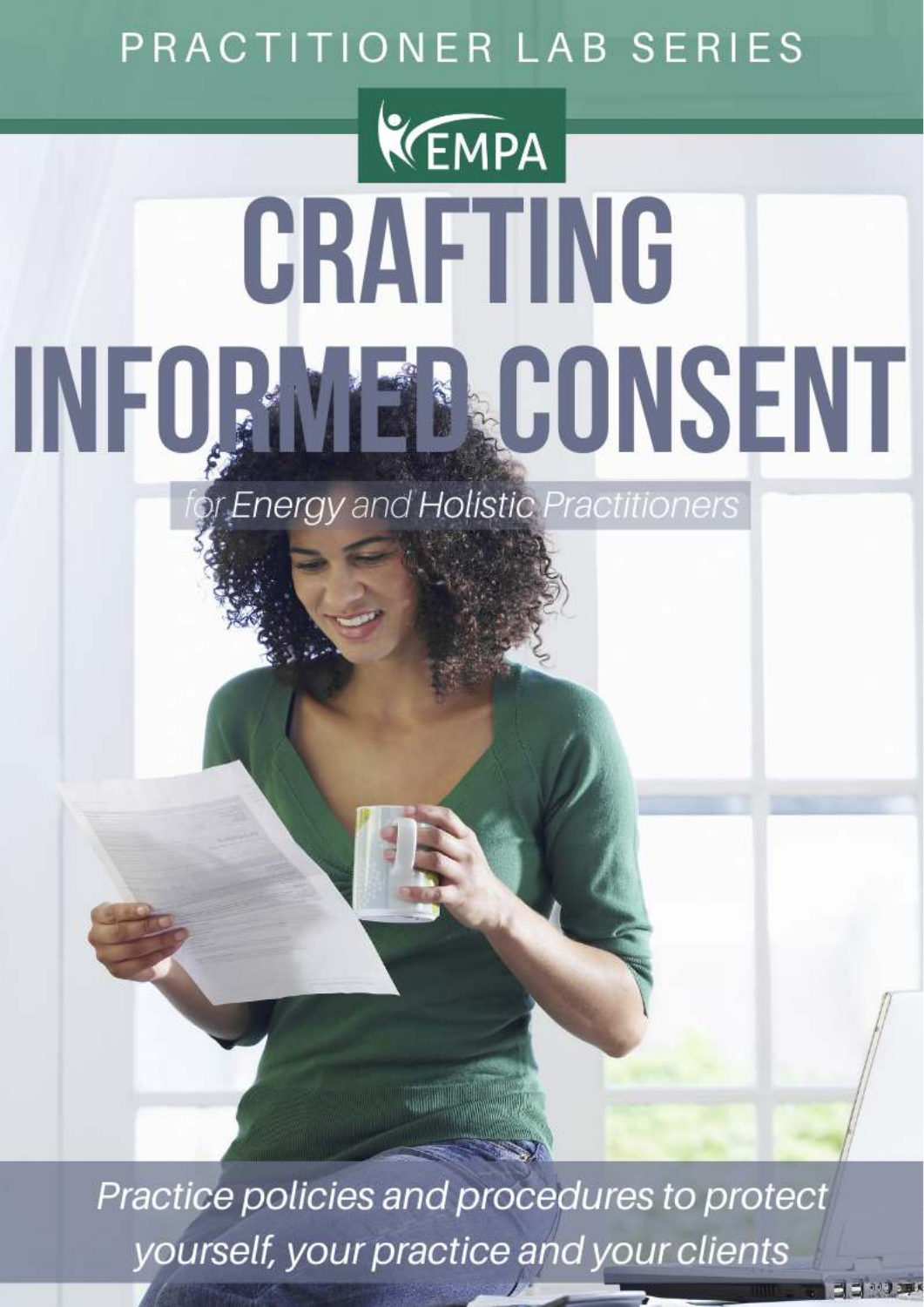PRACTITIONER LAB SERIES

EMPA

# CRAFTING INFORMED CONSENT

*for Energy and Holistic Practitioners*

*Practice policies and procedures to protect yourself, your practice and your clients*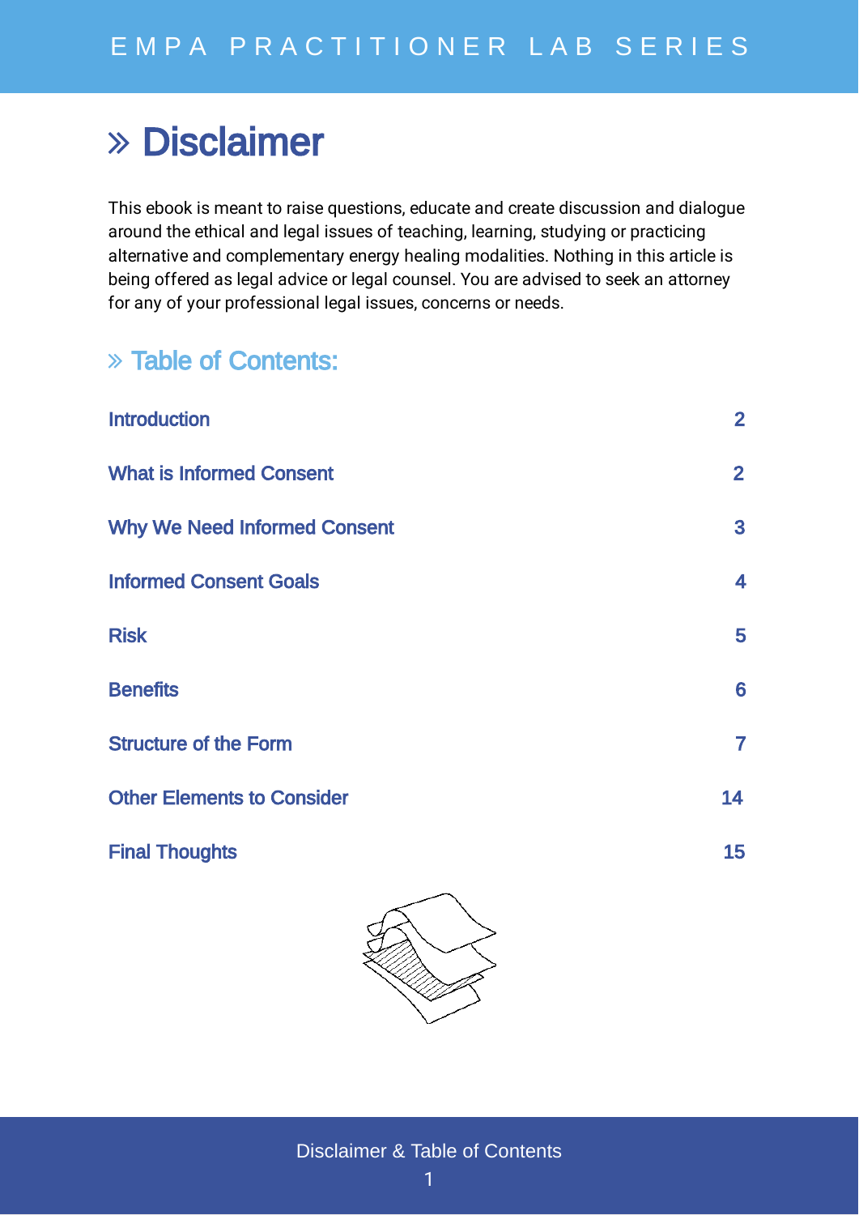# » Disclaimer

This ebook is meant to raise questions, educate and create discussion and dialogue around the ethical and legal issues of teaching, learning, studying or practicing alternative and complementary energy healing modalities. Nothing in this article is being offered as legal advice or legal counsel. You are advised to seek an attorney for any of your professional legal issues, concerns or needs.

## » Table of Contents:

| | |
|---|---|
| Introduction | 2 |
| What is Informed Consent | 2 |
| Why We Need Informed Consent | 3 |
| Informed Consent Goals | 4 |
| Risk | 5 |
| Benefits | 6 |
| Structure of the Form | 7 |
| Other Elements to Consider | 14 |
| Final Thoughts | 15 |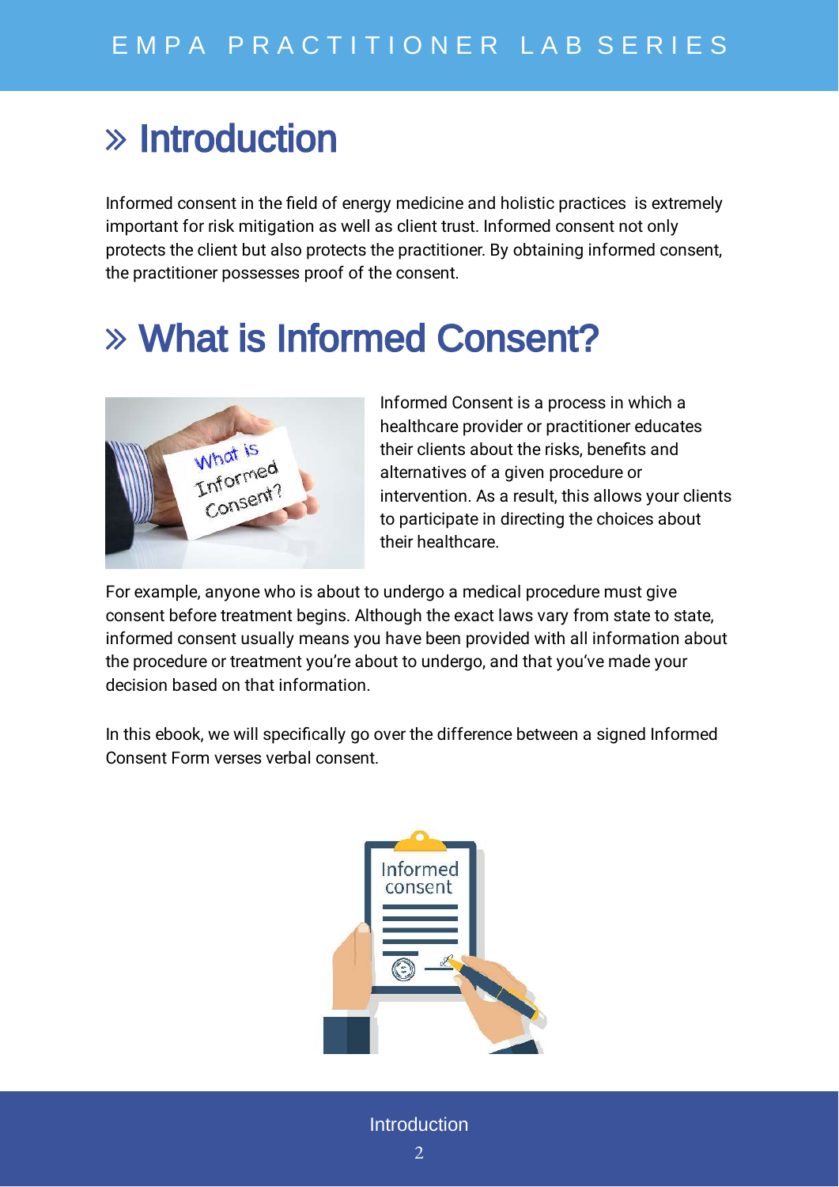# » Introduction

Informed consent in the field of energy medicine and holistic practices  is extremely important for risk mitigation as well as client trust. Informed consent not only protects the client but also protects the practitioner. By obtaining informed consent, the practitioner possesses proof of the consent.

# » What is Informed Consent?

Informed Consent is a process in which a healthcare provider or practitioner educates their clients about the risks, benefits and alternatives of a given procedure or intervention. As a result, this allows your clients to participate in directing the choices about their healthcare.

For example, anyone who is about to undergo a medical procedure must give consent before treatment begins. Although the exact laws vary from state to state, informed consent usually means you have been provided with all information about the procedure or treatment you're about to undergo, and that you've made your decision based on that information.

In this ebook, we will specifically go over the difference between a signed Informed Consent Form verses verbal consent.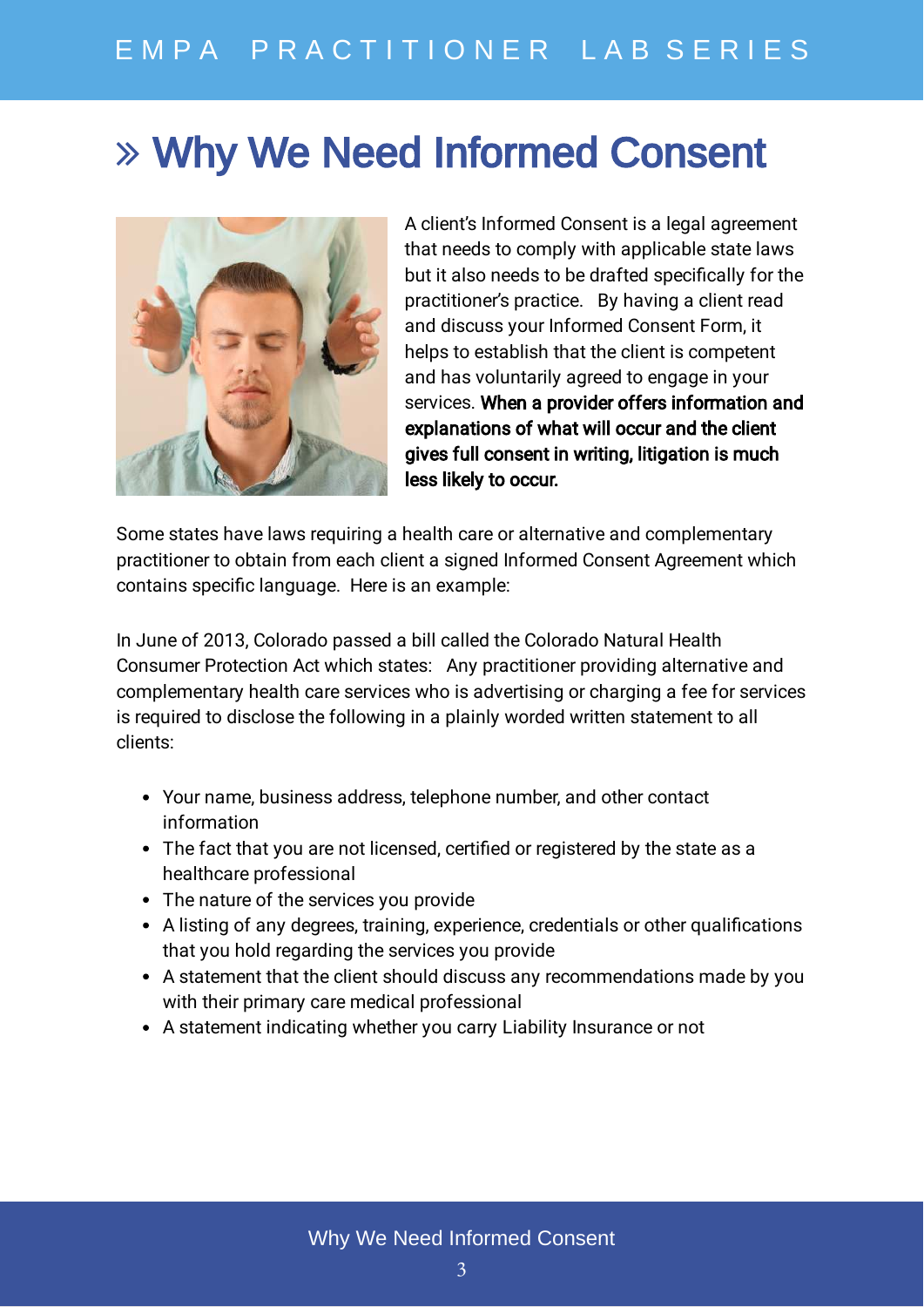# » Why We Need Informed Consent

A client's Informed Consent is a legal agreement that needs to comply with applicable state laws but it also needs to be drafted specifically for the practitioner's practice. By having a client read and discuss your Informed Consent Form, it helps to establish that the client is competent and has voluntarily agreed to engage in your services. **When a provider offers information and explanations of what will occur and the client gives full consent in writing, litigation is much less likely to occur.**

Some states have laws requiring a health care or alternative and complementary practitioner to obtain from each client a signed Informed Consent Agreement which contains specific language. Here is an example:

In June of 2013, Colorado passed a bill called the Colorado Natural Health Consumer Protection Act which states: Any practitioner providing alternative and complementary health care services who is advertising or charging a fee for services is required to disclose the following in a plainly worded written statement to all clients:

- Your name, business address, telephone number, and other contact information
- The fact that you are not licensed, certified or registered by the state as a healthcare professional
- The nature of the services you provide
- A listing of any degrees, training, experience, credentials or other qualifications that you hold regarding the services you provide
- A statement that the client should discuss any recommendations made by you with their primary care medical professional
- A statement indicating whether you carry Liability Insurance or not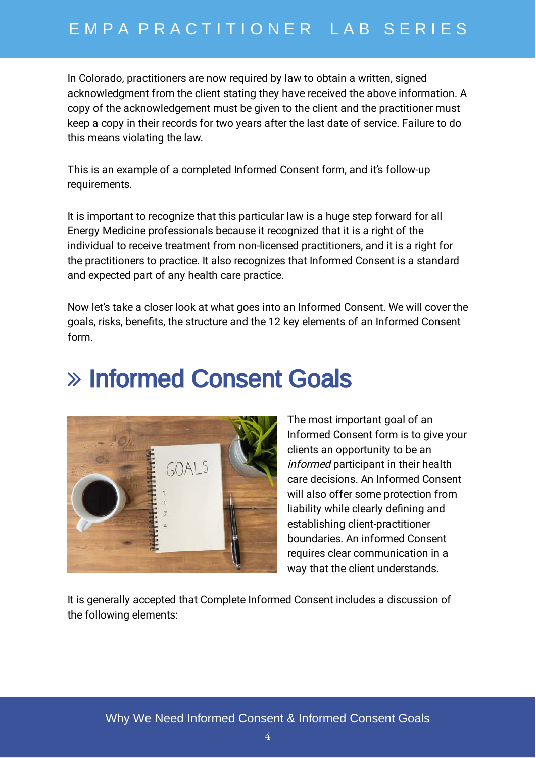In Colorado, practitioners are now required by law to obtain a written, signed acknowledgment from the client stating they have received the above information. A copy of the acknowledgement must be given to the client and the practitioner must keep a copy in their records for two years after the last date of service. Failure to do this means violating the law.

This is an example of a completed Informed Consent form, and it's follow-up requirements.

It is important to recognize that this particular law is a huge step forward for all Energy Medicine professionals because it recognized that it is a right of the individual to receive treatment from non-licensed practitioners, and it is a right for the practitioners to practice. It also recognizes that Informed Consent is a standard and expected part of any health care practice.

Now let's take a closer look at what goes into an Informed Consent. We will cover the goals, risks, benefits, the structure and the 12 key elements of an Informed Consent form.

## » Informed Consent Goals

The most important goal of an Informed Consent form is to give your clients an opportunity to be an *informed* participant in their health care decisions. An Informed Consent will also offer some protection from liability while clearly defining and establishing client-practitioner boundaries. An informed Consent requires clear communication in a way that the client understands.

It is generally accepted that Complete Informed Consent includes a discussion of the following elements: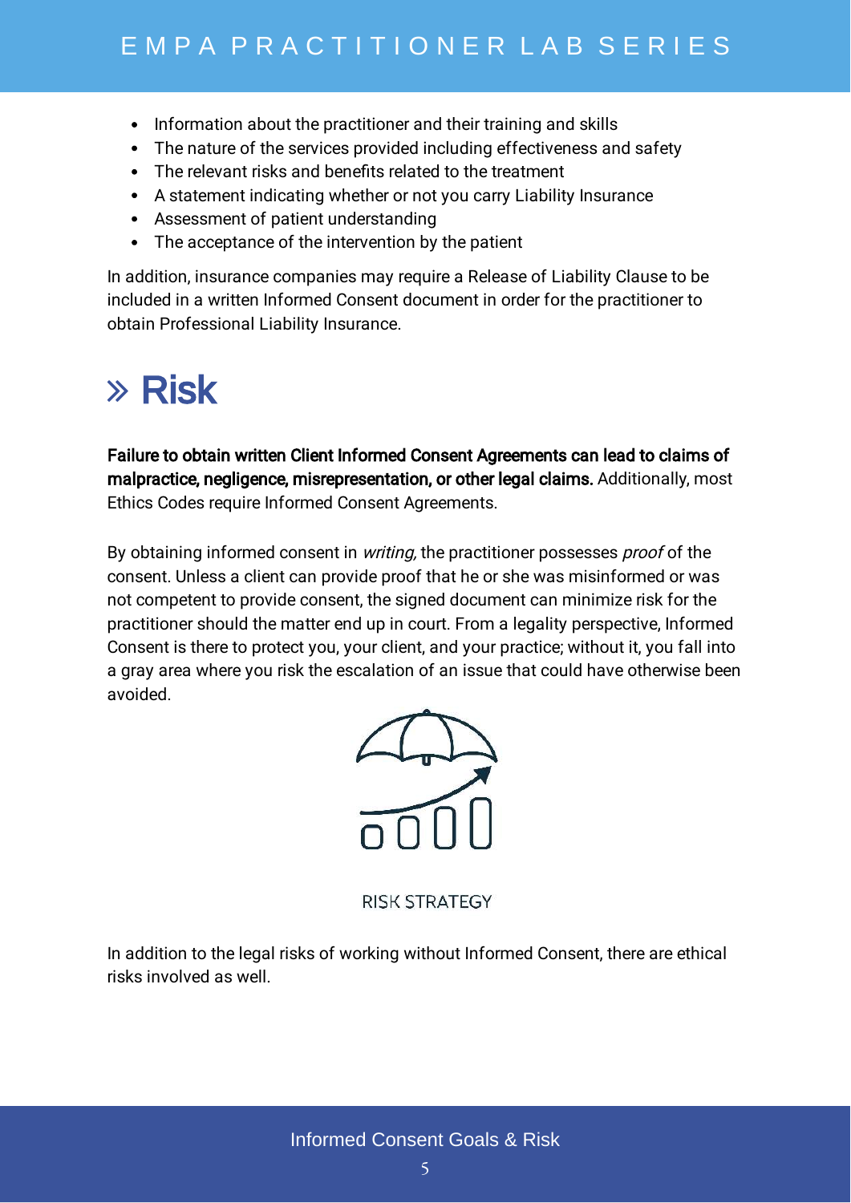- Information about the practitioner and their training and skills
- The nature of the services provided including effectiveness and safety
- The relevant risks and benefits related to the treatment
- A statement indicating whether or not you carry Liability Insurance
- Assessment of patient understanding
- The acceptance of the intervention by the patient

In addition, insurance companies may require a Release of Liability Clause to be included in a written Informed Consent document in order for the practitioner to obtain Professional Liability Insurance.

# » Risk

**Failure to obtain written Client Informed Consent Agreements can lead to claims of malpractice, negligence, misrepresentation, or other legal claims.** Additionally, most Ethics Codes require Informed Consent Agreements.

By obtaining informed consent in *writing,* the practitioner possesses *proof* of the consent. Unless a client can provide proof that he or she was misinformed or was not competent to provide consent, the signed document can minimize risk for the practitioner should the matter end up in court. From a legality perspective, Informed Consent is there to protect you, your client, and your practice; without it, you fall into a gray area where you risk the escalation of an issue that could have otherwise been avoided.

RISK STRATEGY

In addition to the legal risks of working without Informed Consent, there are ethical risks involved as well.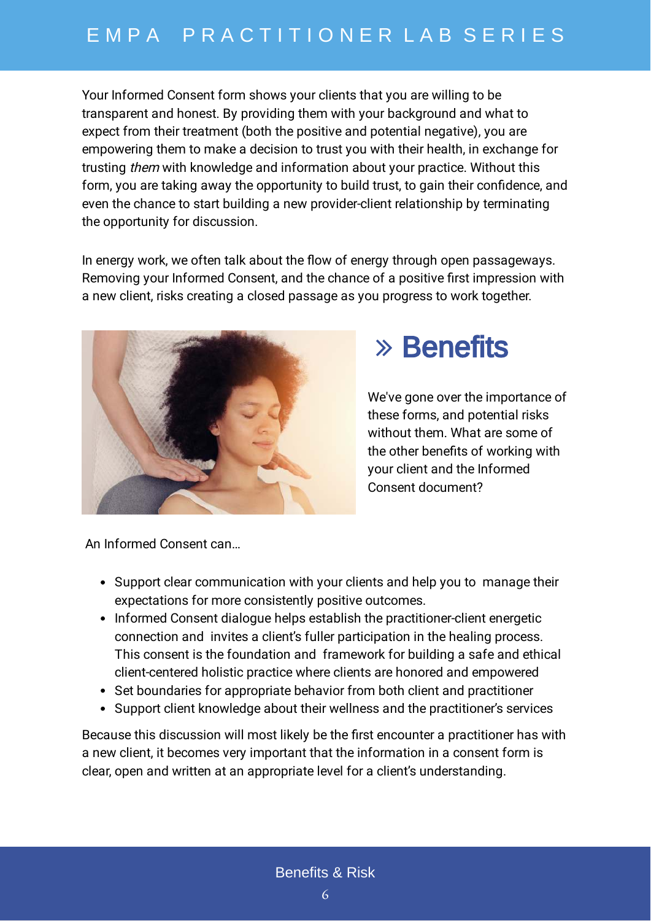Your Informed Consent form shows your clients that you are willing to be transparent and honest. By providing them with your background and what to expect from their treatment (both the positive and potential negative), you are empowering them to make a decision to trust you with their health, in exchange for trusting *them* with knowledge and information about your practice. Without this form, you are taking away the opportunity to build trust, to gain their confidence, and even the chance to start building a new provider-client relationship by terminating the opportunity for discussion.

In energy work, we often talk about the flow of energy through open passageways. Removing your Informed Consent, and the chance of a positive first impression with a new client, risks creating a closed passage as you progress to work together.

## » Benefits

We've gone over the importance of these forms, and potential risks without them. What are some of the other benefits of working with your client and the Informed Consent document?

An Informed Consent can…

- Support clear communication with your clients and help you to manage their expectations for more consistently positive outcomes.
- Informed Consent dialogue helps establish the practitioner-client energetic connection and invites a client's fuller participation in the healing process. This consent is the foundation and framework for building a safe and ethical client-centered holistic practice where clients are honored and empowered
- Set boundaries for appropriate behavior from both client and practitioner
- Support client knowledge about their wellness and the practitioner's services

Because this discussion will most likely be the first encounter a practitioner has with a new client, it becomes very important that the information in a consent form is clear, open and written at an appropriate level for a client's understanding.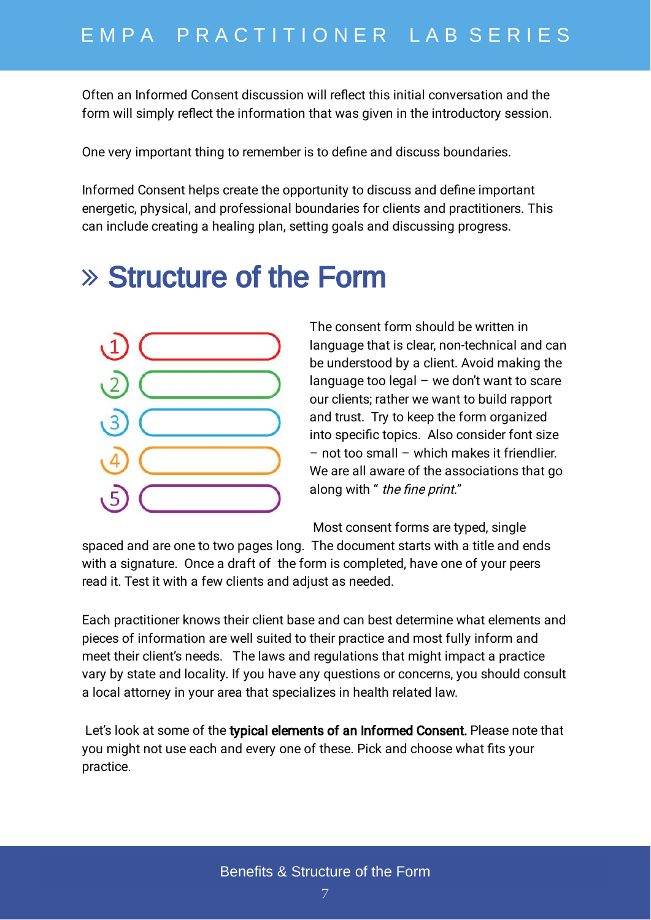Often an Informed Consent discussion will reflect this initial conversation and the form will simply reflect the information that was given in the introductory session.

One very important thing to remember is to define and discuss boundaries.

Informed Consent helps create the opportunity to discuss and define important energetic, physical, and professional boundaries for clients and practitioners. This can include creating a healing plan, setting goals and discussing progress.

## » Structure of the Form

The consent form should be written in language that is clear, non-technical and can be understood by a client. Avoid making the language too legal – we don't want to scare our clients; rather we want to build rapport and trust. Try to keep the form organized into specific topics. Also consider font size – not too small – which makes it friendlier. We are all aware of the associations that go along with " *the fine print.*"

Most consent forms are typed, single spaced and are one to two pages long. The document starts with a title and ends with a signature. Once a draft of the form is completed, have one of your peers read it. Test it with a few clients and adjust as needed.

Each practitioner knows their client base and can best determine what elements and pieces of information are well suited to their practice and most fully inform and meet their client's needs. The laws and regulations that might impact a practice vary by state and locality. If you have any questions or concerns, you should consult a local attorney in your area that specializes in health related law.

Let's look at some of the **typical elements of an Informed Consent.** Please note that you might not use each and every one of these. Pick and choose what fits your practice.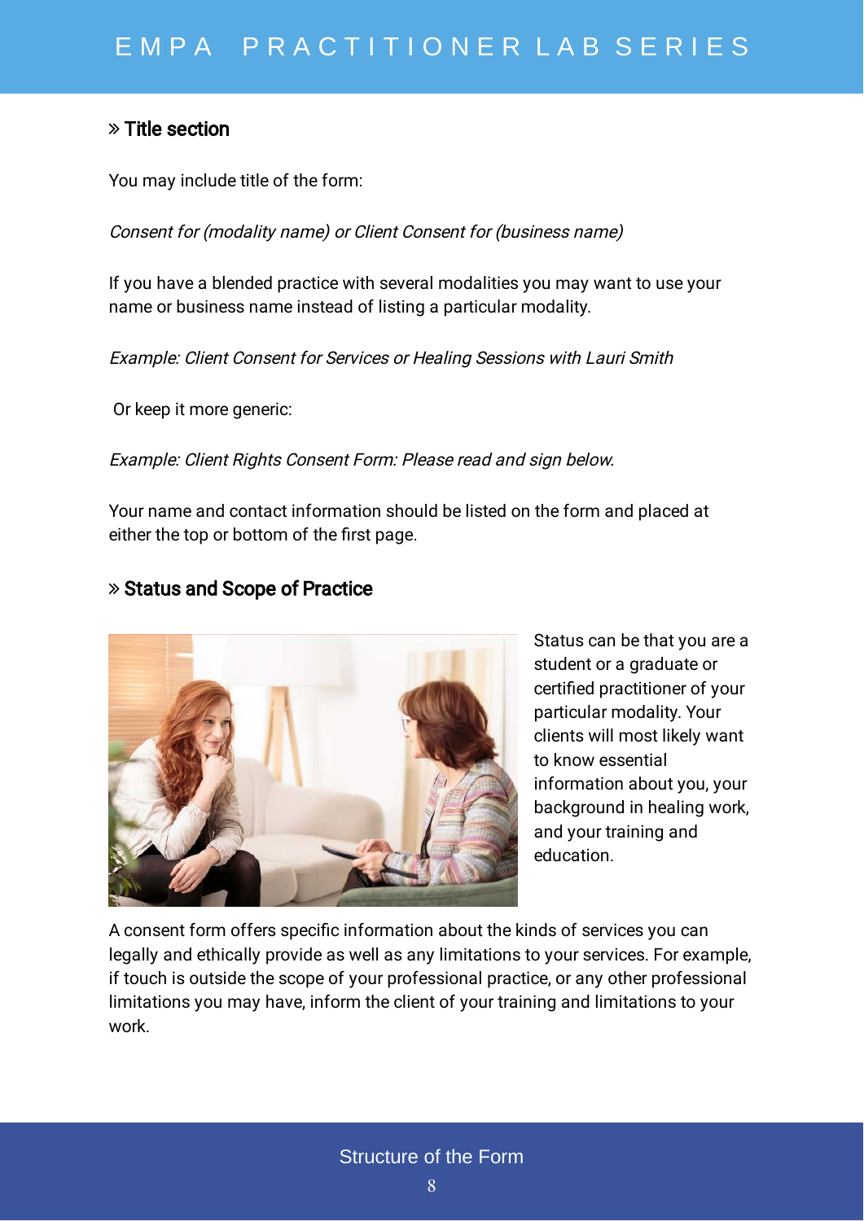## » Title section

You may include title of the form:

*Consent for (modality name) or Client Consent for (business name)*

If you have a blended practice with several modalities you may want to use your name or business name instead of listing a particular modality.

*Example: Client Consent for Services or Healing Sessions with Lauri Smith*

Or keep it more generic:

*Example: Client Rights Consent Form: Please read and sign below.*

Your name and contact information should be listed on the form and placed at either the top or bottom of the first page.

## » Status and Scope of Practice

Status can be that you are a student or a graduate or certified practitioner of your particular modality. Your clients will most likely want to know essential information about you, your background in healing work, and your training and education.

A consent form offers specific information about the kinds of services you can legally and ethically provide as well as any limitations to your services. For example, if touch is outside the scope of your professional practice, or any other professional limitations you may have, inform the client of your training and limitations to your work.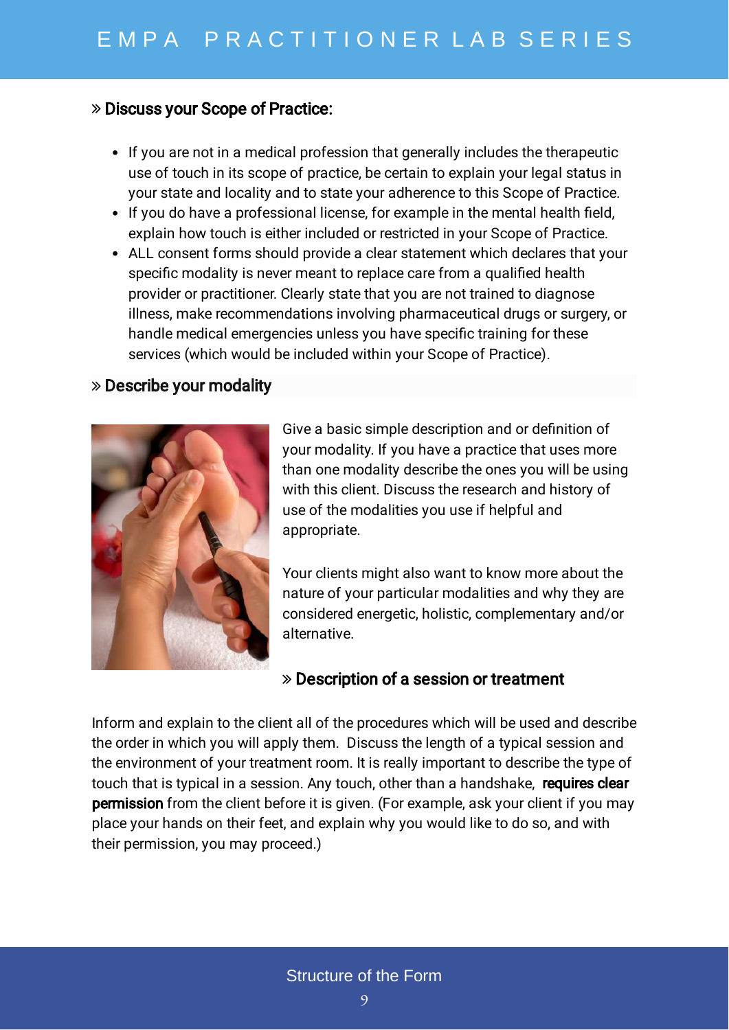## » Discuss your Scope of Practice:

- If you are not in a medical profession that generally includes the therapeutic use of touch in its scope of practice, be certain to explain your legal status in your state and locality and to state your adherence to this Scope of Practice.
- If you do have a professional license, for example in the mental health field, explain how touch is either included or restricted in your Scope of Practice.
- ALL consent forms should provide a clear statement which declares that your specific modality is never meant to replace care from a qualified health provider or practitioner. Clearly state that you are not trained to diagnose illness, make recommendations involving pharmaceutical drugs or surgery, or handle medical emergencies unless you have specific training for these services (which would be included within your Scope of Practice).

## » Describe your modality

Give a basic simple description and or definition of your modality. If you have a practice that uses more than one modality describe the ones you will be using with this client. Discuss the research and history of use of the modalities you use if helpful and appropriate.

Your clients might also want to know more about the nature of your particular modalities and why they are considered energetic, holistic, complementary and/or alternative.

## » Description of a session or treatment

Inform and explain to the client all of the procedures which will be used and describe the order in which you will apply them. Discuss the length of a typical session and the environment of your treatment room. It is really important to describe the type of touch that is typical in a session. Any touch, other than a handshake, **requires clear permission** from the client before it is given. (For example, ask your client if you may place your hands on their feet, and explain why you would like to do so, and with their permission, you may proceed.)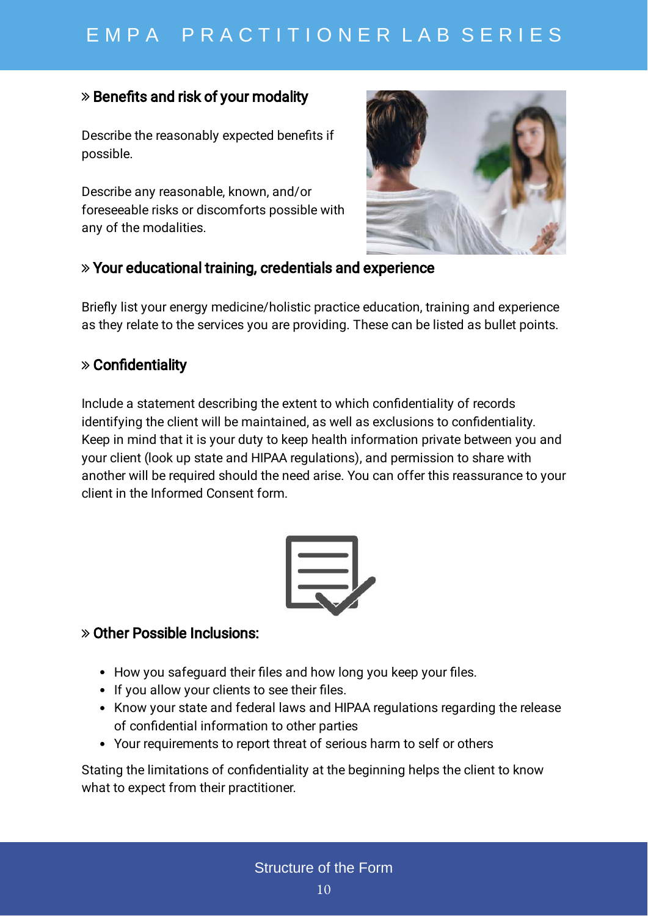## » Benefits and risk of your modality

Describe the reasonably expected benefits if possible.

Describe any reasonable, known, and/or foreseeable risks or discomforts possible with any of the modalities.

## » Your educational training, credentials and experience

Briefly list your energy medicine/holistic practice education, training and experience as they relate to the services you are providing. These can be listed as bullet points.

## » Confidentiality

Include a statement describing the extent to which confidentiality of records identifying the client will be maintained, as well as exclusions to confidentiality. Keep in mind that it is your duty to keep health information private between you and your client (look up state and HIPAA regulations), and permission to share with another will be required should the need arise. You can offer this reassurance to your client in the Informed Consent form.

## » Other Possible Inclusions:

- How you safeguard their files and how long you keep your files.
- If you allow your clients to see their files.
- Know your state and federal laws and HIPAA regulations regarding the release of confidential information to other parties
- Your requirements to report threat of serious harm to self or others

Stating the limitations of confidentiality at the beginning helps the client to know what to expect from their practitioner.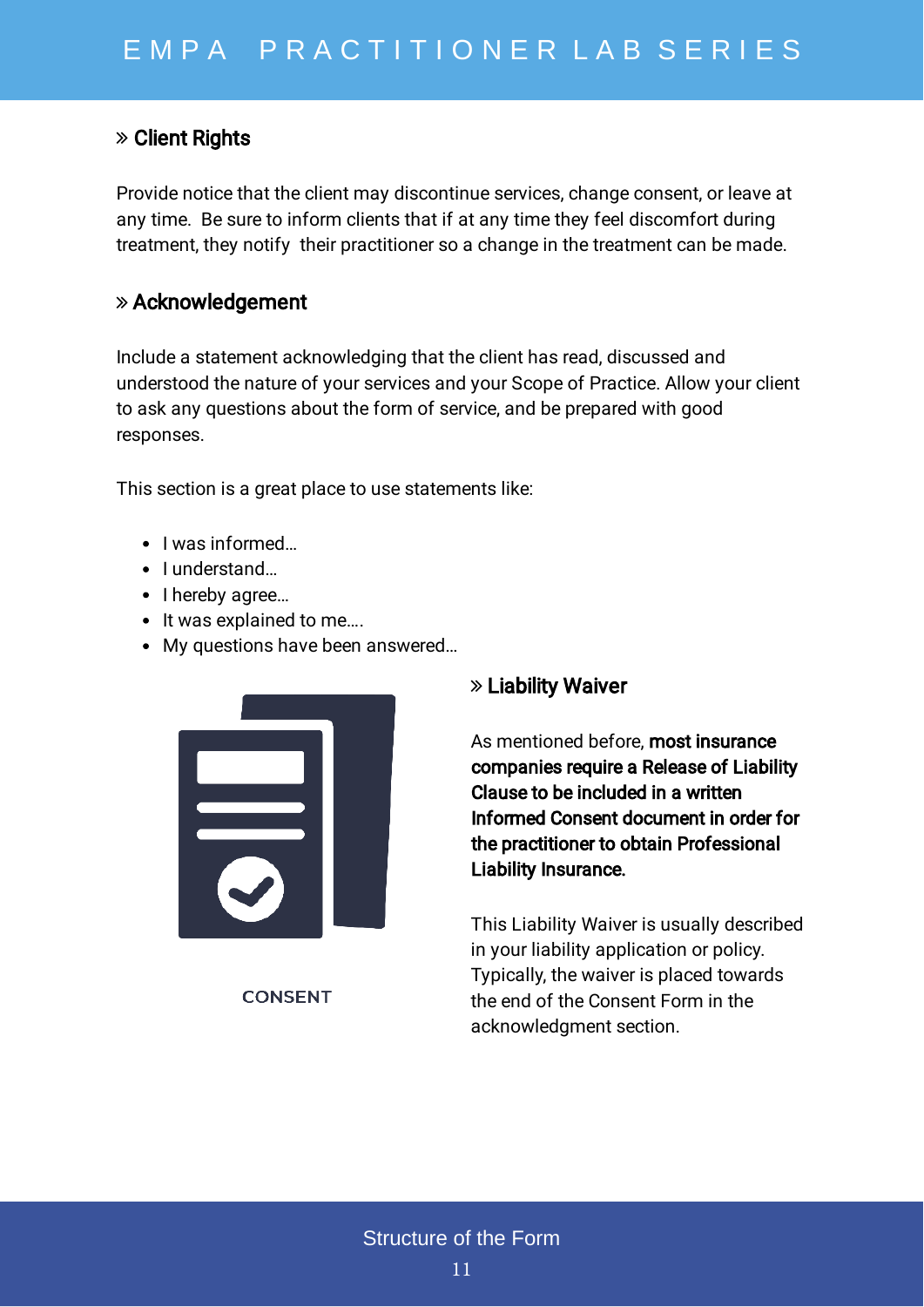## » Client Rights

Provide notice that the client may discontinue services, change consent, or leave at any time. Be sure to inform clients that if at any time they feel discomfort during treatment, they notify their practitioner so a change in the treatment can be made.

## » Acknowledgement

Include a statement acknowledging that the client has read, discussed and understood the nature of your services and your Scope of Practice. Allow your client to ask any questions about the form of service, and be prepared with good responses.

This section is a great place to use statements like:

- I was informed…
- I understand…
- I hereby agree…
- It was explained to me….
- My questions have been answered…

CONSENT

## » Liability Waiver

As mentioned before, **most insurance companies require a Release of Liability Clause to be included in a written Informed Consent document in order for the practitioner to obtain Professional Liability Insurance.**

This Liability Waiver is usually described in your liability application or policy. Typically, the waiver is placed towards the end of the Consent Form in the acknowledgment section.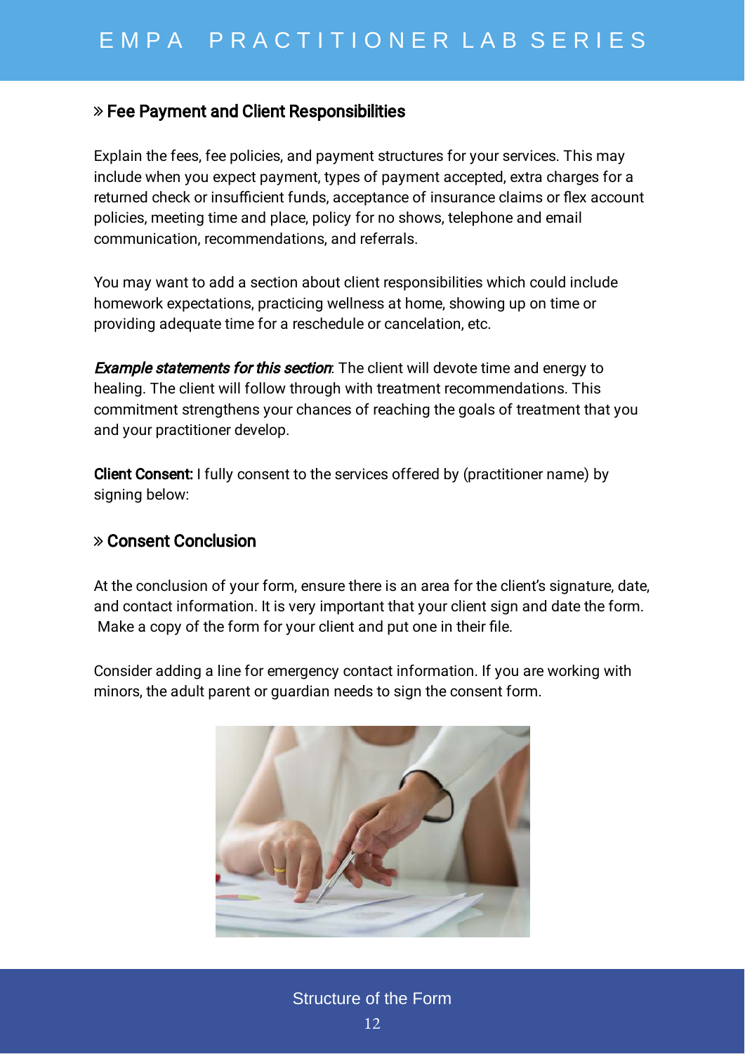## » Fee Payment and Client Responsibilities

Explain the fees, fee policies, and payment structures for your services. This may include when you expect payment, types of payment accepted, extra charges for a returned check or insufficient funds, acceptance of insurance claims or flex account policies, meeting time and place, policy for no shows, telephone and email communication, recommendations, and referrals.

You may want to add a section about client responsibilities which could include homework expectations, practicing wellness at home, showing up on time or providing adequate time for a reschedule or cancelation, etc.

***Example statements for this section***: The client will devote time and energy to healing. The client will follow through with treatment recommendations. This commitment strengthens your chances of reaching the goals of treatment that you and your practitioner develop.

**Client Consent:** I fully consent to the services offered by (practitioner name) by signing below:

## » Consent Conclusion

At the conclusion of your form, ensure there is an area for the client's signature, date, and contact information. It is very important that your client sign and date the form. Make a copy of the form for your client and put one in their file.

Consider adding a line for emergency contact information. If you are working with minors, the adult parent or guardian needs to sign the consent form.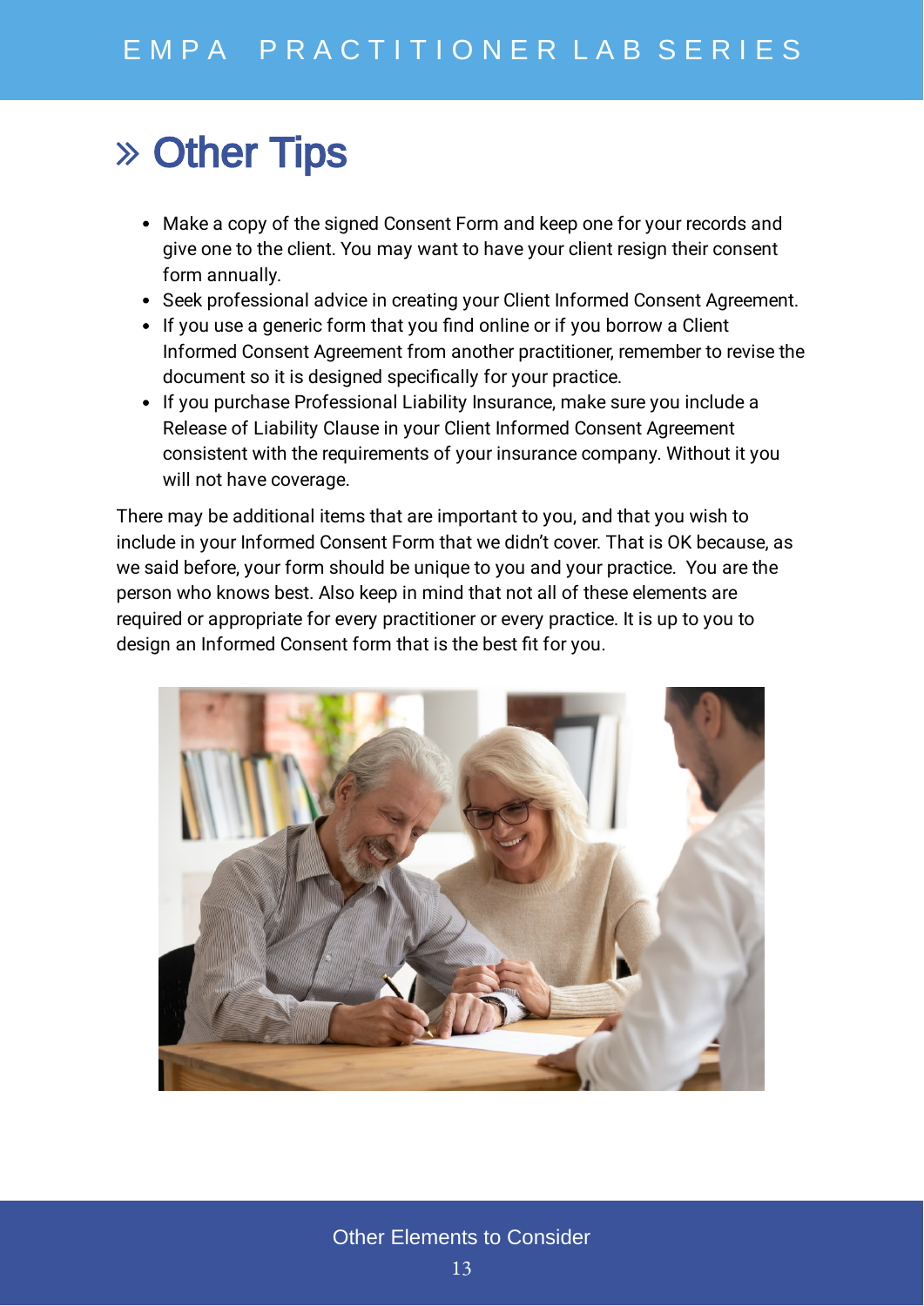# » Other Tips

- Make a copy of the signed Consent Form and keep one for your records and give one to the client. You may want to have your client resign their consent form annually.
- Seek professional advice in creating your Client Informed Consent Agreement.
- If you use a generic form that you find online or if you borrow a Client Informed Consent Agreement from another practitioner, remember to revise the document so it is designed specifically for your practice.
- If you purchase Professional Liability Insurance, make sure you include a Release of Liability Clause in your Client Informed Consent Agreement consistent with the requirements of your insurance company. Without it you will not have coverage.

There may be additional items that are important to you, and that you wish to include in your Informed Consent Form that we didn't cover. That is OK because, as we said before, your form should be unique to you and your practice. You are the person who knows best. Also keep in mind that not all of these elements are required or appropriate for every practitioner or every practice. It is up to you to design an Informed Consent form that is the best fit for you.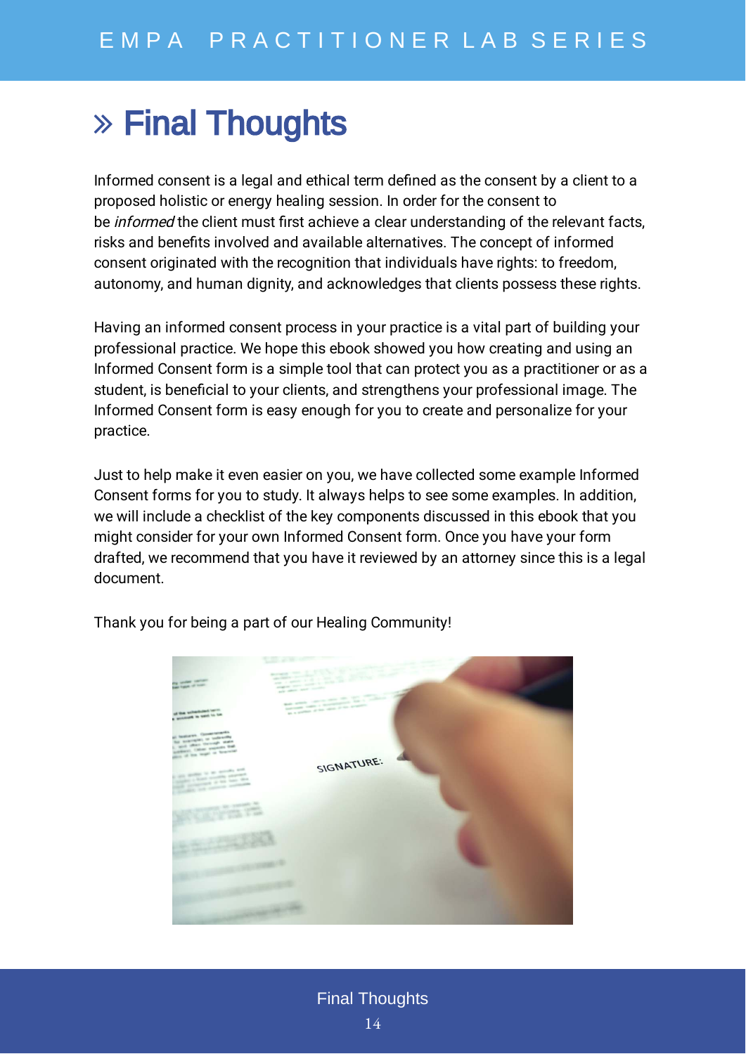# » Final Thoughts

Informed consent is a legal and ethical term defined as the consent by a client to a proposed holistic or energy healing session. In order for the consent to be *informed* the client must first achieve a clear understanding of the relevant facts, risks and benefits involved and available alternatives. The concept of informed consent originated with the recognition that individuals have rights: to freedom, autonomy, and human dignity, and acknowledges that clients possess these rights.

Having an informed consent process in your practice is a vital part of building your professional practice. We hope this ebook showed you how creating and using an Informed Consent form is a simple tool that can protect you as a practitioner or as a student, is beneficial to your clients, and strengthens your professional image. The Informed Consent form is easy enough for you to create and personalize for your practice.

Just to help make it even easier on you, we have collected some example Informed Consent forms for you to study. It always helps to see some examples. In addition, we will include a checklist of the key components discussed in this ebook that you might consider for your own Informed Consent form. Once you have your form drafted, we recommend that you have it reviewed by an attorney since this is a legal document.

Thank you for being a part of our Healing Community!